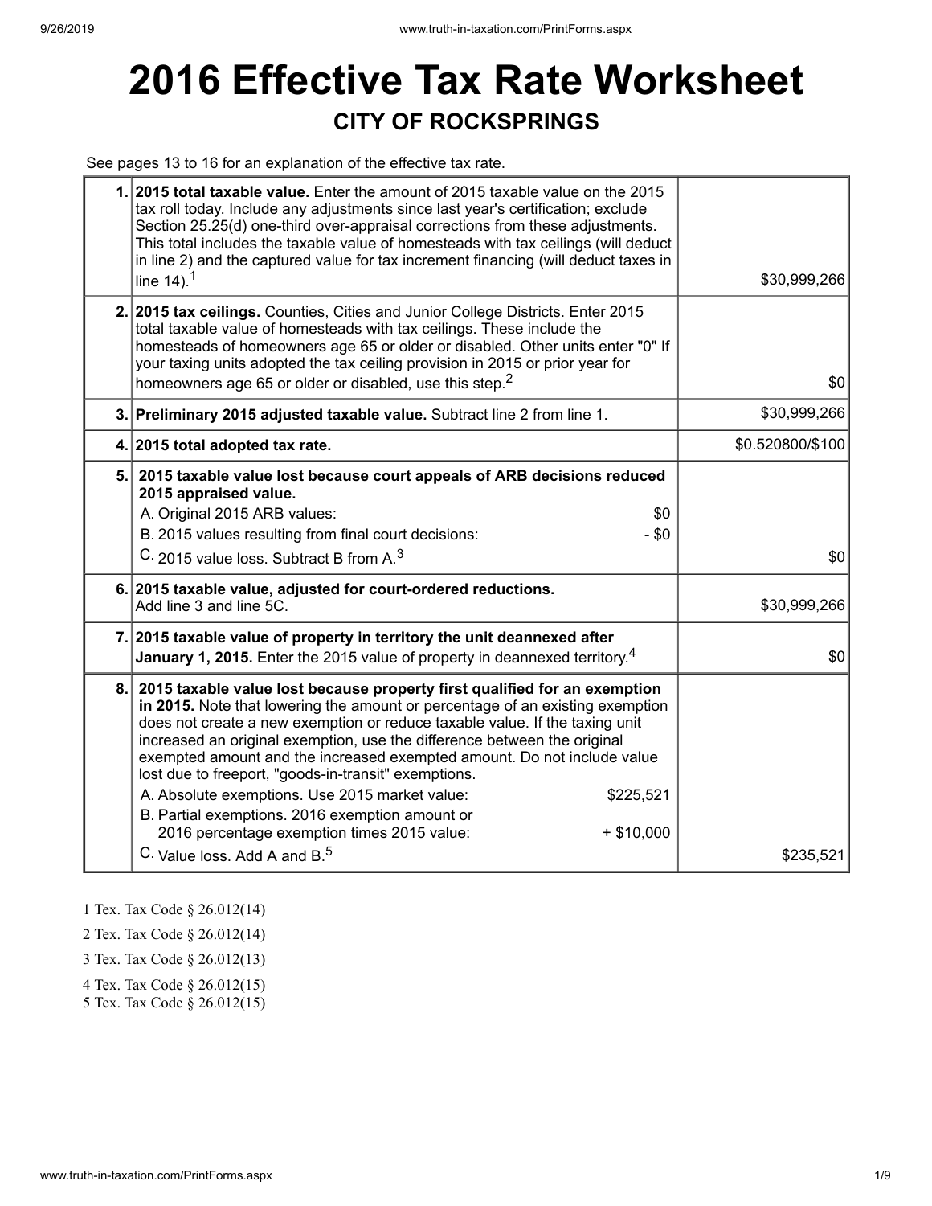# 2016 Effective Tax Rate Worksheet

## CITY OF ROCKSPRINGS

See pages 13 to 16 for an explanation of the effective tax rate.

| | | |
|---|---|---|
| 1. | **2015 total taxable value.** Enter the amount of 2015 taxable value on the 2015 tax roll today. Include any adjustments since last year's certification; exclude Section 25.25(d) one-third over-appraisal corrections from these adjustments. This total includes the taxable value of homesteads with tax ceilings (will deduct in line 2) and the captured value for tax increment financing (will deduct taxes in line 14).[1] | $30,999,266 |
| 2. | **2015 tax ceilings.** Counties, Cities and Junior College Districts. Enter 2015 total taxable value of homesteads with tax ceilings. These include the homesteads of homeowners age 65 or older or disabled. Other units enter "0" If your taxing units adopted the tax ceiling provision in 2015 or prior year for homeowners age 65 or older or disabled, use this step.[2] | $0 |
| 3. | **Preliminary 2015 adjusted taxable value.** Subtract line 2 from line 1. | $30,999,266 |
| 4. | **2015 total adopted tax rate.** | $0.520800/$100 |
| 5. | **2015 taxable value lost because court appeals of ARB decisions reduced 2015 appraised value.**<br>A. Original 2015 ARB values: $0<br>B. 2015 values resulting from final court decisions: - $0<br>C. 2015 value loss. Subtract B from A.[3] | $0 |
| 6. | **2015 taxable value, adjusted for court-ordered reductions.** Add line 3 and line 5C. | $30,999,266 |
| 7. | **2015 taxable value of property in territory the unit deannexed after January 1, 2015.** Enter the 2015 value of property in deannexed territory.[4] | $0 |
| 8. | **2015 taxable value lost because property first qualified for an exemption in 2015.** Note that lowering the amount or percentage of an existing exemption does not create a new exemption or reduce taxable value. If the taxing unit increased an original exemption, use the difference between the original exempted amount and the increased exempted amount. Do not include value lost due to freeport, "goods-in-transit" exemptions.<br>A. Absolute exemptions. Use 2015 market value: $225,521<br>B. Partial exemptions. 2016 exemption amount or 2016 percentage exemption times 2015 value: + $10,000<br>C. Value loss. Add A and B.[5] | $235,521 |

1 Tex. Tax Code § 26.012(14)

2 Tex. Tax Code § 26.012(14)

3 Tex. Tax Code § 26.012(13)

4 Tex. Tax Code § 26.012(15)

5 Tex. Tax Code § 26.012(15)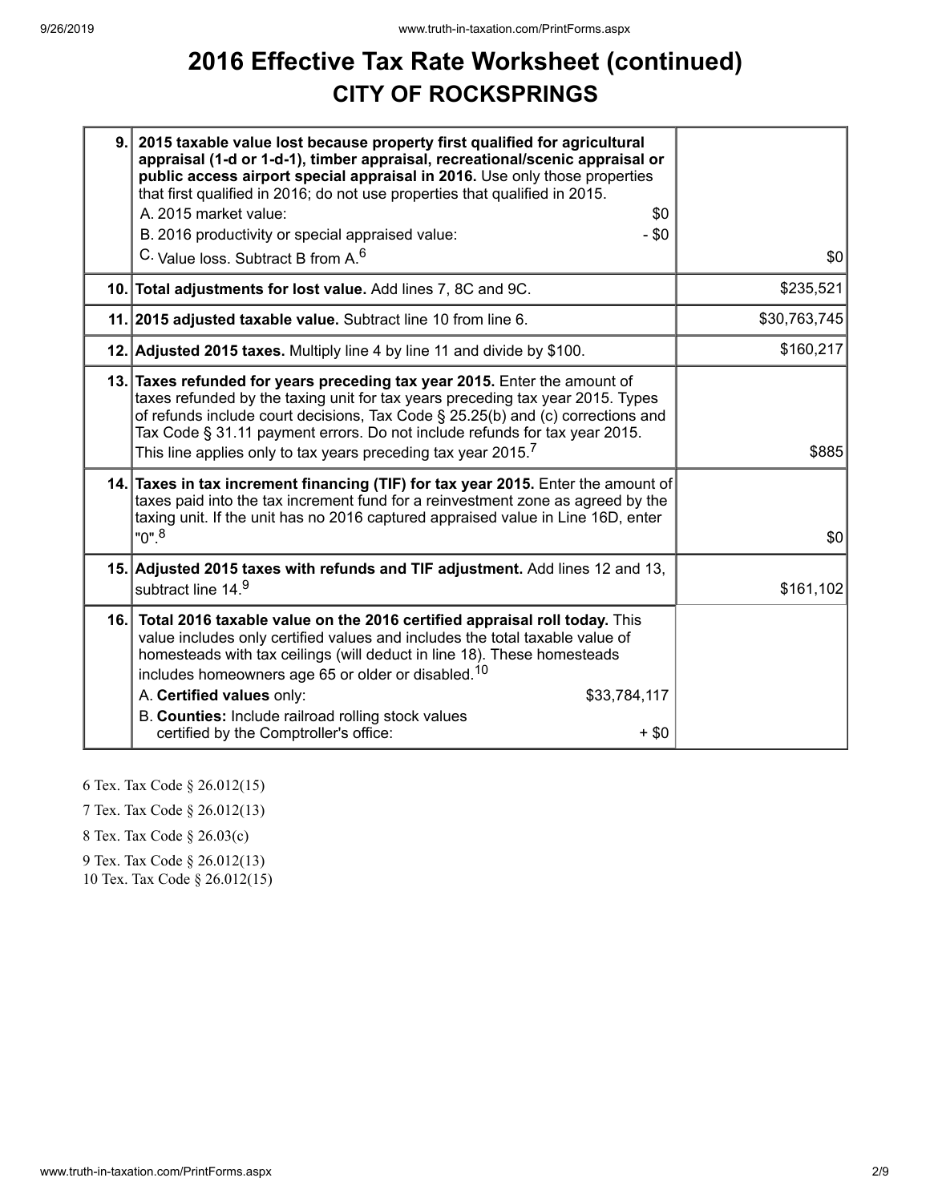# 2016 Effective Tax Rate Worksheet (continued)
## CITY OF ROCKSPRINGS

| | | |
|---|---|---|
| 9. | **2015 taxable value lost because property first qualified for agricultural appraisal (1-d or 1-d-1), timber appraisal, recreational/scenic appraisal or public access airport special appraisal in 2016.** Use only those properties that first qualified in 2016; do not use properties that qualified in 2015.<br>A. 2015 market value: $0<br>B. 2016 productivity or special appraised value: - $0<br>C. Value loss. Subtract B from A.[6] | $0 |
| 10. | **Total adjustments for lost value.** Add lines 7, 8C and 9C. | $235,521 |
| 11. | **2015 adjusted taxable value.** Subtract line 10 from line 6. | $30,763,745 |
| 12. | **Adjusted 2015 taxes.** Multiply line 4 by line 11 and divide by $100. | $160,217 |
| 13. | **Taxes refunded for years preceding tax year 2015.** Enter the amount of taxes refunded by the taxing unit for tax years preceding tax year 2015. Types of refunds include court decisions, Tax Code § 25.25(b) and (c) corrections and Tax Code § 31.11 payment errors. Do not include refunds for tax year 2015. This line applies only to tax years preceding tax year 2015.[7] | $885 |
| 14. | **Taxes in tax increment financing (TIF) for tax year 2015.** Enter the amount of taxes paid into the tax increment fund for a reinvestment zone as agreed by the taxing unit. If the unit has no 2016 captured appraised value in Line 16D, enter "0".[8] | $0 |
| 15. | **Adjusted 2015 taxes with refunds and TIF adjustment.** Add lines 12 and 13, subtract line 14.[9] | $161,102 |
| 16. | **Total 2016 taxable value on the 2016 certified appraisal roll today.** This value includes only certified values and includes the total taxable value of homesteads with tax ceilings (will deduct in line 18). These homesteads includes homeowners age 65 or older or disabled.[10]<br>A. **Certified values** only: $33,784,117<br>B. **Counties:** Include railroad rolling stock values certified by the Comptroller's office: + $0 | |

6 Tex. Tax Code § 26.012(15)

7 Tex. Tax Code § 26.012(13)

8 Tex. Tax Code § 26.03(c)

9 Tex. Tax Code § 26.012(13)

10 Tex. Tax Code § 26.012(15)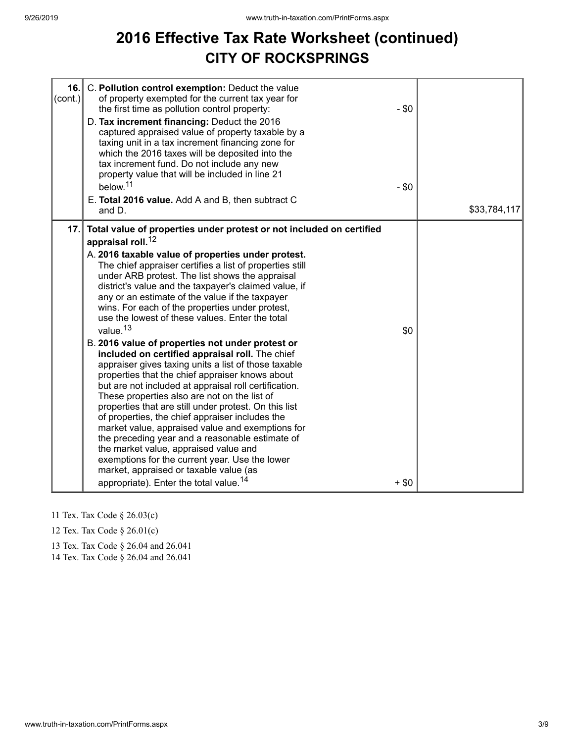# 2016 Effective Tax Rate Worksheet (continued)

## CITY OF ROCKSPRINGS

| | | | |
|---|---|---|---|
| **16.** (cont.) | C. **Pollution control exemption:** Deduct the value of property exempted for the current tax year for the first time as pollution control property: | - $0 | |
| | D. **Tax increment financing:** Deduct the 2016 captured appraised value of property taxable by a taxing unit in a tax increment financing zone for which the 2016 taxes will be deposited into the tax increment fund. Do not include any new property value that will be included in line 21 below.[11] | - $0 | |
| | E. **Total 2016 value.** Add A and B, then subtract C and D. | | $33,784,117 |
| **17.** | **Total value of properties under protest or not included on certified appraisal roll.**[12] | | |
| | A. **2016 taxable value of properties under protest.** The chief appraiser certifies a list of properties still under ARB protest. The list shows the appraisal district's value and the taxpayer's claimed value, if any or an estimate of the value if the taxpayer wins. For each of the properties under protest, use the lowest of these values. Enter the total value.[13] | $0 | |
| | B. **2016 value of properties not under protest or included on certified appraisal roll.** The chief appraiser gives taxing units a list of those taxable properties that the chief appraiser knows about but are not included at appraisal roll certification. These properties also are not on the list of properties that are still under protest. On this list of properties, the chief appraiser includes the market value, appraised value and exemptions for the preceding year and a reasonable estimate of the market value, appraised value and exemptions for the current year. Use the lower market, appraised or taxable value (as appropriate). Enter the total value.[14] | + $0 | |

11 Tex. Tax Code § 26.03(c)

12 Tex. Tax Code § 26.01(c)

13 Tex. Tax Code § 26.04 and 26.041

14 Tex. Tax Code § 26.04 and 26.041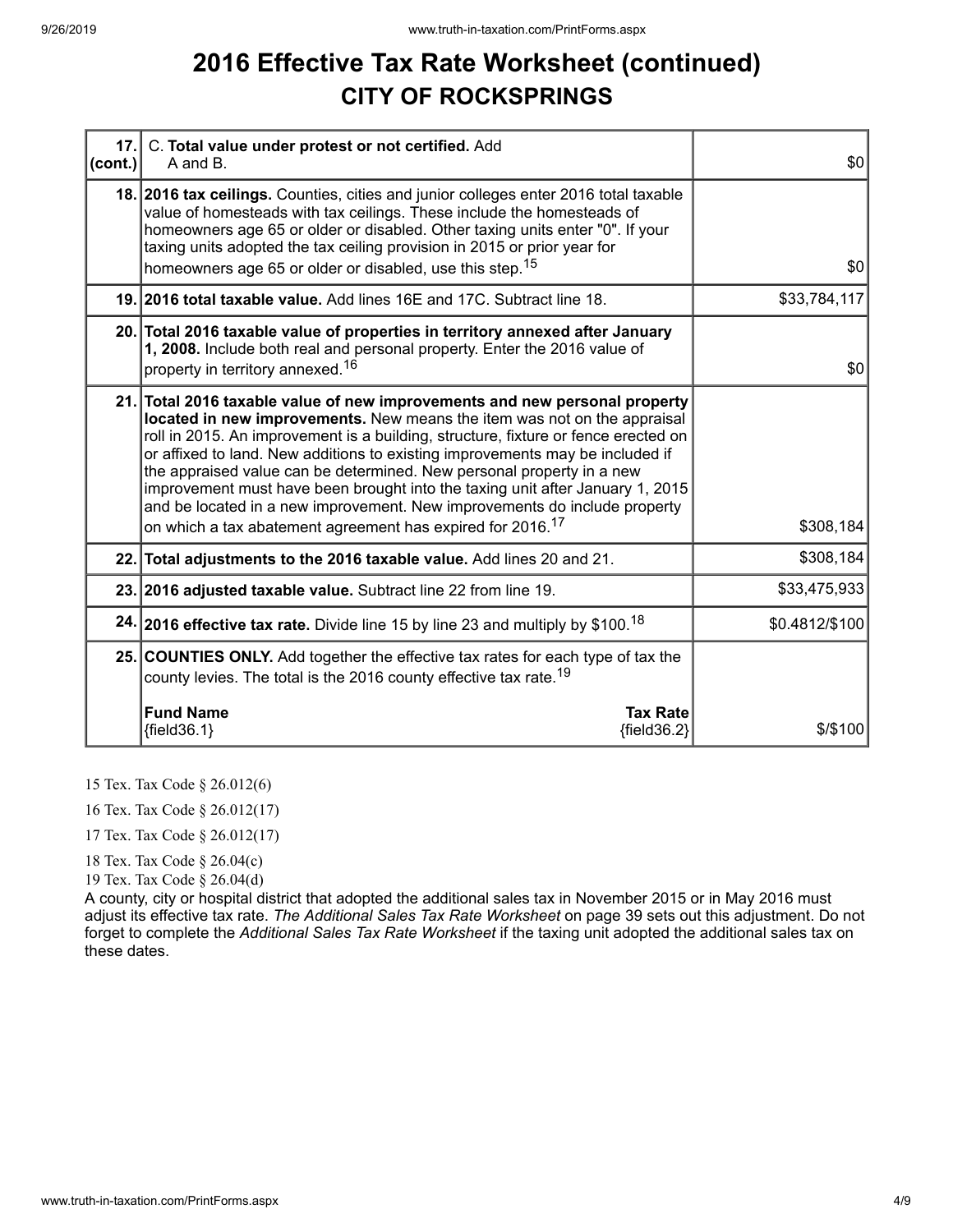# 2016 Effective Tax Rate Worksheet (continued)

## CITY OF ROCKSPRINGS

| | | |
|---|---|---|
| 17. (cont.) | C. **Total value under protest or not certified.** Add A and B. | $0 |
| 18. | **2016 tax ceilings.** Counties, cities and junior colleges enter 2016 total taxable value of homesteads with tax ceilings. These include the homesteads of homeowners age 65 or older or disabled. Other taxing units enter "0". If your taxing units adopted the tax ceiling provision in 2015 or prior year for homeowners age 65 or older or disabled, use this step.[15] | $0 |
| 19. | **2016 total taxable value.** Add lines 16E and 17C. Subtract line 18. | $33,784,117 |
| 20. | **Total 2016 taxable value of properties in territory annexed after January 1, 2008.** Include both real and personal property. Enter the 2016 value of property in territory annexed.[16] | $0 |
| 21. | **Total 2016 taxable value of new improvements and new personal property located in new improvements.** New means the item was not on the appraisal roll in 2015. An improvement is a building, structure, fixture or fence erected on or affixed to land. New additions to existing improvements may be included if the appraised value can be determined. New personal property in a new improvement must have been brought into the taxing unit after January 1, 2015 and be located in a new improvement. New improvements do include property on which a tax abatement agreement has expired for 2016.[17] | $308,184 |
| 22. | **Total adjustments to the 2016 taxable value.** Add lines 20 and 21. | $308,184 |
| 23. | **2016 adjusted taxable value.** Subtract line 22 from line 19. | $33,475,933 |
| 24. | **2016 effective tax rate.** Divide line 15 by line 23 and multiply by $100.[18] | $0.4812/$100 |
| 25. | **COUNTIES ONLY.** Add together the effective tax rates for each type of tax the county levies. The total is the 2016 county effective tax rate.[19]<br><br>**Fund Name** {field36.1} — **Tax Rate** {field36.2} | $/$100 |

15 Tex. Tax Code § 26.012(6)

16 Tex. Tax Code § 26.012(17)

17 Tex. Tax Code § 26.012(17)

18 Tex. Tax Code § 26.04(c)

19 Tex. Tax Code § 26.04(d)

A county, city or hospital district that adopted the additional sales tax in November 2015 or in May 2016 must adjust its effective tax rate. *The Additional Sales Tax Rate Worksheet* on page 39 sets out this adjustment. Do not forget to complete the *Additional Sales Tax Rate Worksheet* if the taxing unit adopted the additional sales tax on these dates.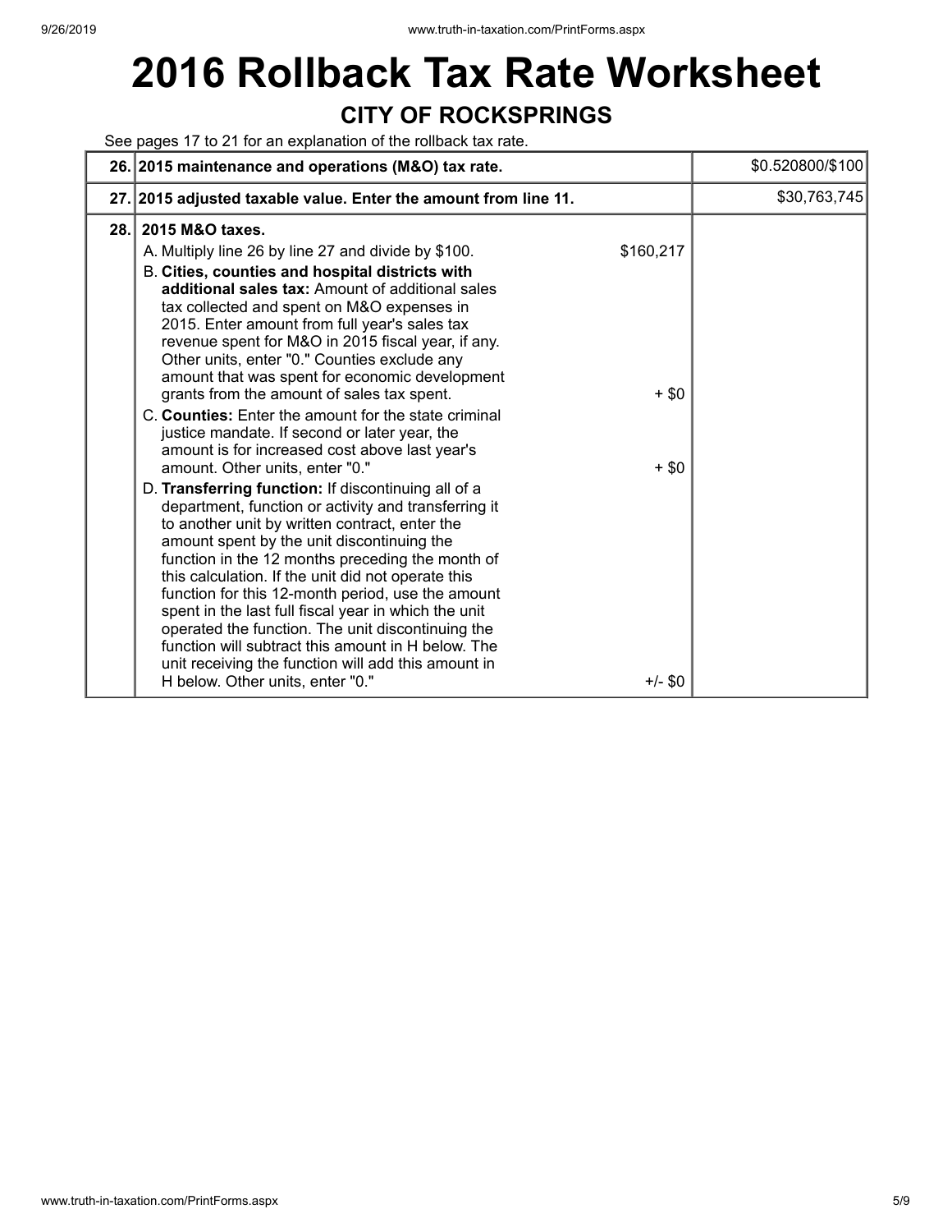# 2016 Rollback Tax Rate Worksheet

## CITY OF ROCKSPRINGS

See pages 17 to 21 for an explanation of the rollback tax rate.

| | | | |
|---|---|---|---|
| 26. | **2015 maintenance and operations (M&O) tax rate.** | | $0.520800/$100 |
| 27. | **2015 adjusted taxable value. Enter the amount from line 11.** | | $30,763,745 |
| 28. | **2015 M&O taxes.**<br>A. Multiply line 26 by line 27 and divide by $100.<br>B. **Cities, counties and hospital districts with additional sales tax:** Amount of additional sales tax collected and spent on M&O expenses in 2015. Enter amount from full year's sales tax revenue spent for M&O in 2015 fiscal year, if any. Other units, enter "0." Counties exclude any amount that was spent for economic development grants from the amount of sales tax spent.<br>C. **Counties:** Enter the amount for the state criminal justice mandate. If second or later year, the amount is for increased cost above last year's amount. Other units, enter "0."<br>D. **Transferring function:** If discontinuing all of a department, function or activity and transferring it to another unit by written contract, enter the amount spent by the unit discontinuing the function in the 12 months preceding the month of this calculation. If the unit did not operate this function for this 12-month period, use the amount spent in the last full fiscal year in which the unit operated the function. The unit discontinuing the function will subtract this amount in H below. The unit receiving the function will add this amount in H below. Other units, enter "0." | $160,217<br><br>+ $0<br><br>+ $0<br><br>+/- $0 | |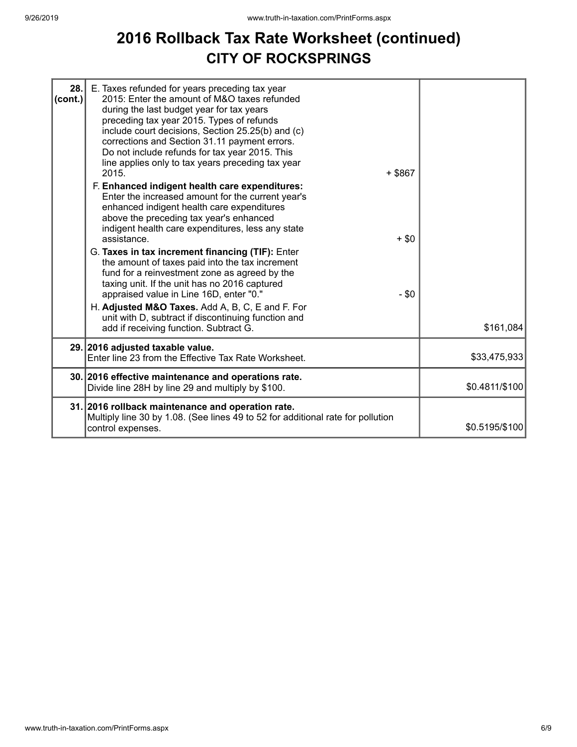# 2016 Rollback Tax Rate Worksheet (continued)

## CITY OF ROCKSPRINGS

| | | | |
|---|---|---|---|
| **28. (cont.)** | E. Taxes refunded for years preceding tax year 2015: Enter the amount of M&O taxes refunded during the last budget year for tax years preceding tax year 2015. Types of refunds include court decisions, Section 25.25(b) and (c) corrections and Section 31.11 payment errors. Do not include refunds for tax year 2015. This line applies only to tax years preceding tax year 2015. | + $867 | |
| | F. **Enhanced indigent health care expenditures:** Enter the increased amount for the current year's enhanced indigent health care expenditures above the preceding tax year's enhanced indigent health care expenditures, less any state assistance. | + $0 | |
| | G. **Taxes in tax increment financing (TIF):** Enter the amount of taxes paid into the tax increment fund for a reinvestment zone as agreed by the taxing unit. If the unit has no 2016 captured appraised value in Line 16D, enter "0." | - $0 | |
| | H. **Adjusted M&O Taxes.** Add A, B, C, E and F. For unit with D, subtract if discontinuing function and add if receiving function. Subtract G. | | $161,084 |
| **29.** | **2016 adjusted taxable value.** Enter line 23 from the Effective Tax Rate Worksheet. | | $33,475,933 |
| **30.** | **2016 effective maintenance and operations rate.** Divide line 28H by line 29 and multiply by $100. | | $0.4811/$100 |
| **31.** | **2016 rollback maintenance and operation rate.** Multiply line 30 by 1.08. (See lines 49 to 52 for additional rate for pollution control expenses. | | $0.5195/$100 |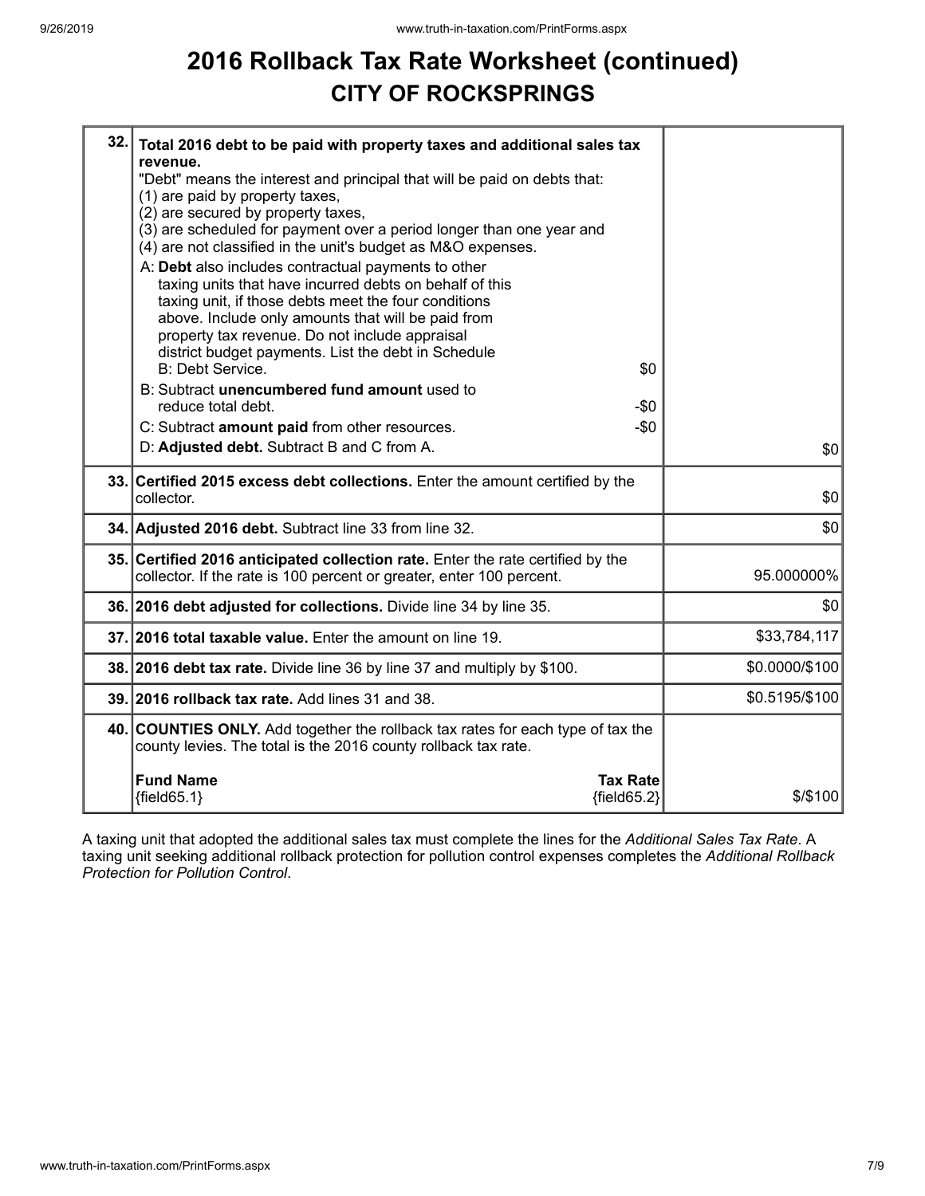# 2016 Rollback Tax Rate Worksheet (continued)

## CITY OF ROCKSPRINGS

| Line | Description | Amount |
|---|---|---|
| 32. | **Total 2016 debt to be paid with property taxes and additional sales tax revenue.**<br>"Debt" means the interest and principal that will be paid on debts that:<br>(1) are paid by property taxes,<br>(2) are secured by property taxes,<br>(3) are scheduled for payment over a period longer than one year and<br>(4) are not classified in the unit's budget as M&O expenses.<br>A: **Debt** also includes contractual payments to other taxing units that have incurred debts on behalf of this taxing unit, if those debts meet the four conditions above. Include only amounts that will be paid from property tax revenue. Do not include appraisal district budget payments. List the debt in Schedule B: Debt Service. $0<br>B: Subtract **unencumbered fund amount** used to reduce total debt. -$0<br>C: Subtract **amount paid** from other resources. -$0<br>D: **Adjusted debt.** Subtract B and C from A. | $0 |
| 33. | **Certified 2015 excess debt collections.** Enter the amount certified by the collector. | $0 |
| 34. | **Adjusted 2016 debt.** Subtract line 33 from line 32. | $0 |
| 35. | **Certified 2016 anticipated collection rate.** Enter the rate certified by the collector. If the rate is 100 percent or greater, enter 100 percent. | 95.000000% |
| 36. | **2016 debt adjusted for collections.** Divide line 34 by line 35. | $0 |
| 37. | **2016 total taxable value.** Enter the amount on line 19. | $33,784,117 |
| 38. | **2016 debt tax rate.** Divide line 36 by line 37 and multiply by $100. | $0.0000/$100 |
| 39. | **2016 rollback tax rate.** Add lines 31 and 38. | $0.5195/$100 |
| 40. | **COUNTIES ONLY.** Add together the rollback tax rates for each type of tax the county levies. The total is the 2016 county rollback tax rate.<br>**Fund Name** {field65.1} **Tax Rate** {field65.2} | $/$100 |

A taxing unit that adopted the additional sales tax must complete the lines for the *Additional Sales Tax Rate*. A taxing unit seeking additional rollback protection for pollution control expenses completes the *Additional Rollback Protection for Pollution Control*.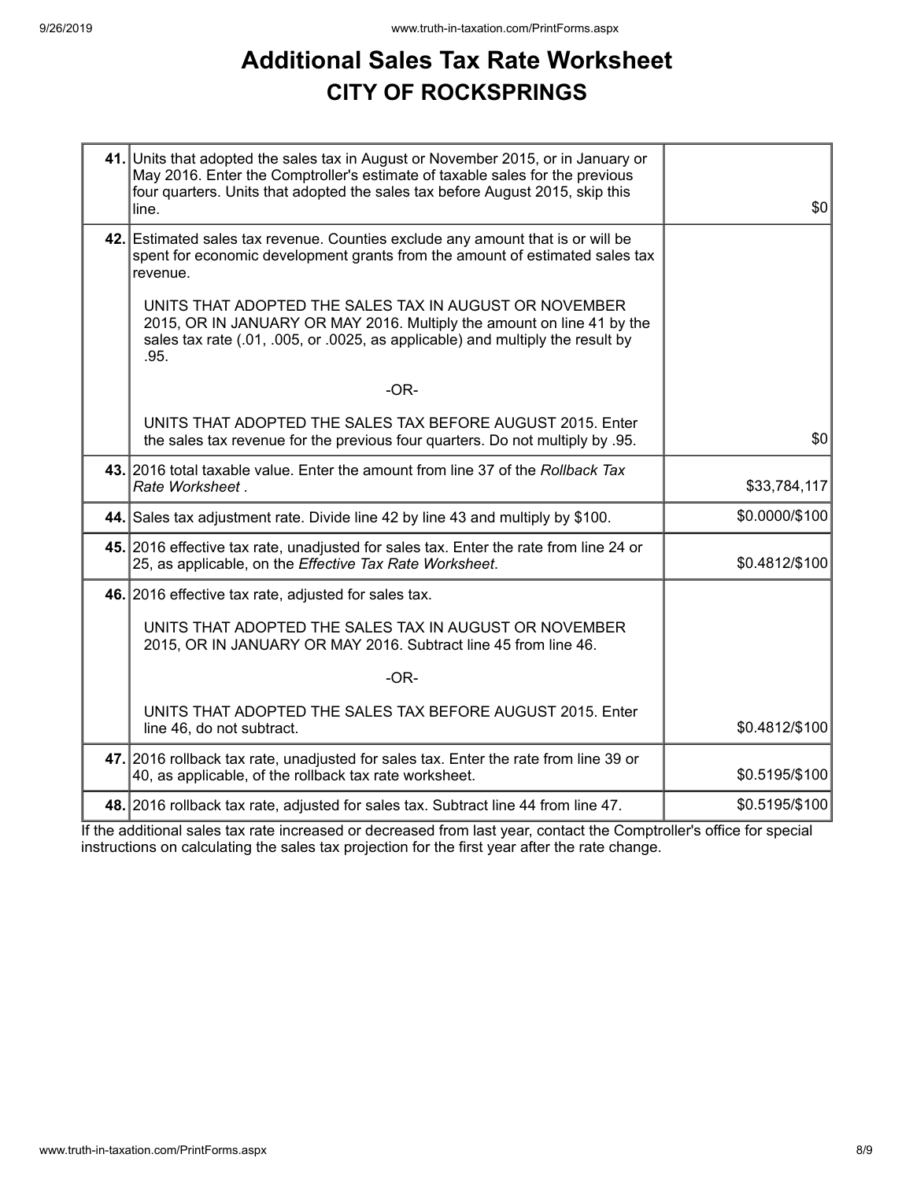# Additional Sales Tax Rate Worksheet
## CITY OF ROCKSPRINGS

| Line | Description | Amount |
|---|---|---|
| **41.** | Units that adopted the sales tax in August or November 2015, or in January or May 2016. Enter the Comptroller's estimate of taxable sales for the previous four quarters. Units that adopted the sales tax before August 2015, skip this line. | $0 |
| **42.** | Estimated sales tax revenue. Counties exclude any amount that is or will be spent for economic development grants from the amount of estimated sales tax revenue.<br><br>UNITS THAT ADOPTED THE SALES TAX IN AUGUST OR NOVEMBER 2015, OR IN JANUARY OR MAY 2016. Multiply the amount on line 41 by the sales tax rate (.01, .005, or .0025, as applicable) and multiply the result by .95.<br><br>-OR-<br><br>UNITS THAT ADOPTED THE SALES TAX BEFORE AUGUST 2015. Enter the sales tax revenue for the previous four quarters. Do not multiply by .95. | $0 |
| **43.** | 2016 total taxable value. Enter the amount from line 37 of the *Rollback Tax Rate Worksheet* . | $33,784,117 |
| **44.** | Sales tax adjustment rate. Divide line 42 by line 43 and multiply by $100. | $0.0000/$100 |
| **45.** | 2016 effective tax rate, unadjusted for sales tax. Enter the rate from line 24 or 25, as applicable, on the *Effective Tax Rate Worksheet*. | $0.4812/$100 |
| **46.** | 2016 effective tax rate, adjusted for sales tax.<br><br>UNITS THAT ADOPTED THE SALES TAX IN AUGUST OR NOVEMBER 2015, OR IN JANUARY OR MAY 2016. Subtract line 45 from line 46.<br><br>-OR-<br><br>UNITS THAT ADOPTED THE SALES TAX BEFORE AUGUST 2015. Enter line 46, do not subtract. | $0.4812/$100 |
| **47.** | 2016 rollback tax rate, unadjusted for sales tax. Enter the rate from line 39 or 40, as applicable, of the rollback tax rate worksheet. | $0.5195/$100 |
| **48.** | 2016 rollback tax rate, adjusted for sales tax. Subtract line 44 from line 47. | $0.5195/$100 |

If the additional sales tax rate increased or decreased from last year, contact the Comptroller's office for special instructions on calculating the sales tax projection for the first year after the rate change.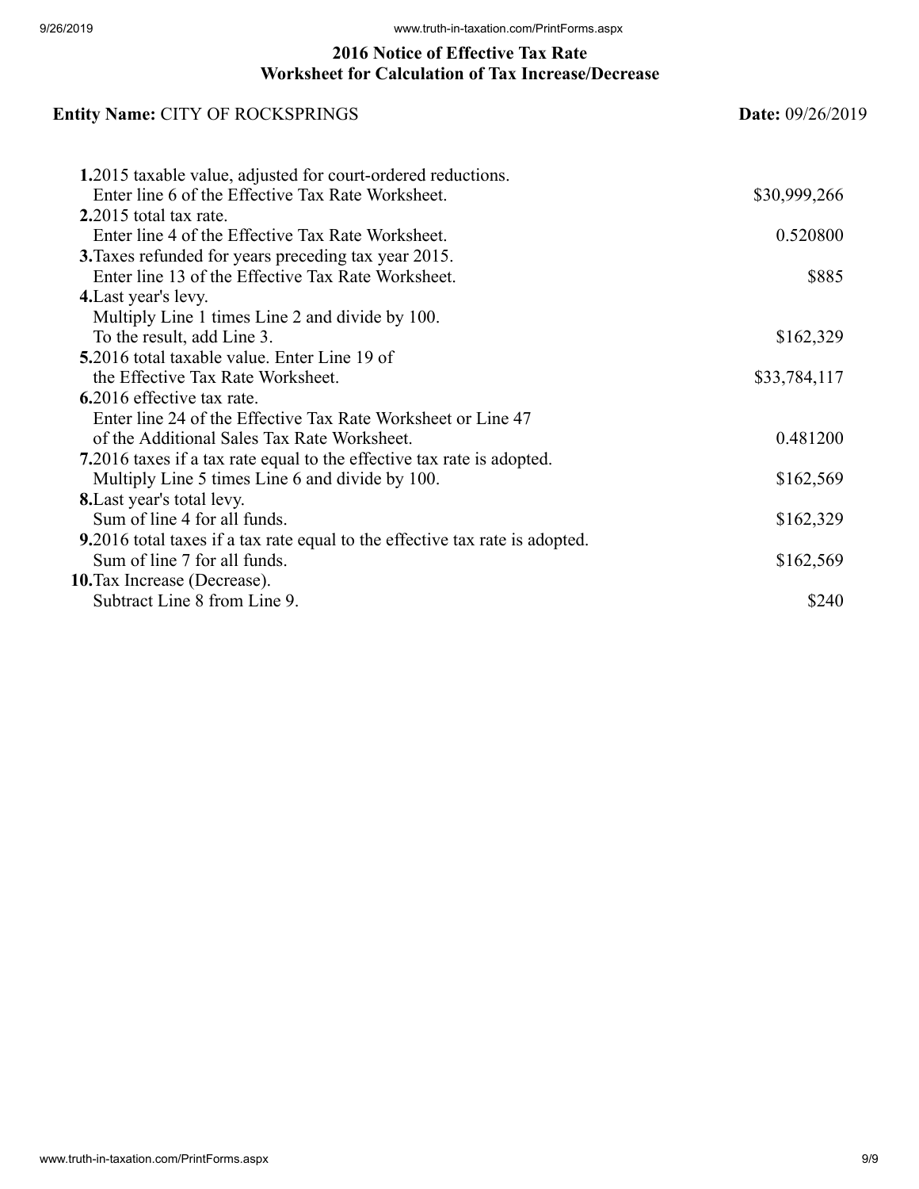## 2016 Notice of Effective Tax Rate
## Worksheet for Calculation of Tax Increase/Decrease

**Entity Name:** CITY OF ROCKSPRINGS **Date:** 09/26/2019

| | |
|---|---|
| **1.** 2015 taxable value, adjusted for court-ordered reductions. Enter line 6 of the Effective Tax Rate Worksheet. | $30,999,266 |
| **2.** 2015 total tax rate. Enter line 4 of the Effective Tax Rate Worksheet. | 0.520800 |
| **3.** Taxes refunded for years preceding tax year 2015. Enter line 13 of the Effective Tax Rate Worksheet. | $885 |
| **4.** Last year's levy. Multiply Line 1 times Line 2 and divide by 100. To the result, add Line 3. | $162,329 |
| **5.** 2016 total taxable value. Enter Line 19 of the Effective Tax Rate Worksheet. | $33,784,117 |
| **6.** 2016 effective tax rate. Enter line 24 of the Effective Tax Rate Worksheet or Line 47 of the Additional Sales Tax Rate Worksheet. | 0.481200 |
| **7.** 2016 taxes if a tax rate equal to the effective tax rate is adopted. Multiply Line 5 times Line 6 and divide by 100. | $162,569 |
| **8.** Last year's total levy. Sum of line 4 for all funds. | $162,329 |
| **9.** 2016 total taxes if a tax rate equal to the effective tax rate is adopted. Sum of line 7 for all funds. | $162,569 |
| **10.** Tax Increase (Decrease). Subtract Line 8 from Line 9. | $240 |